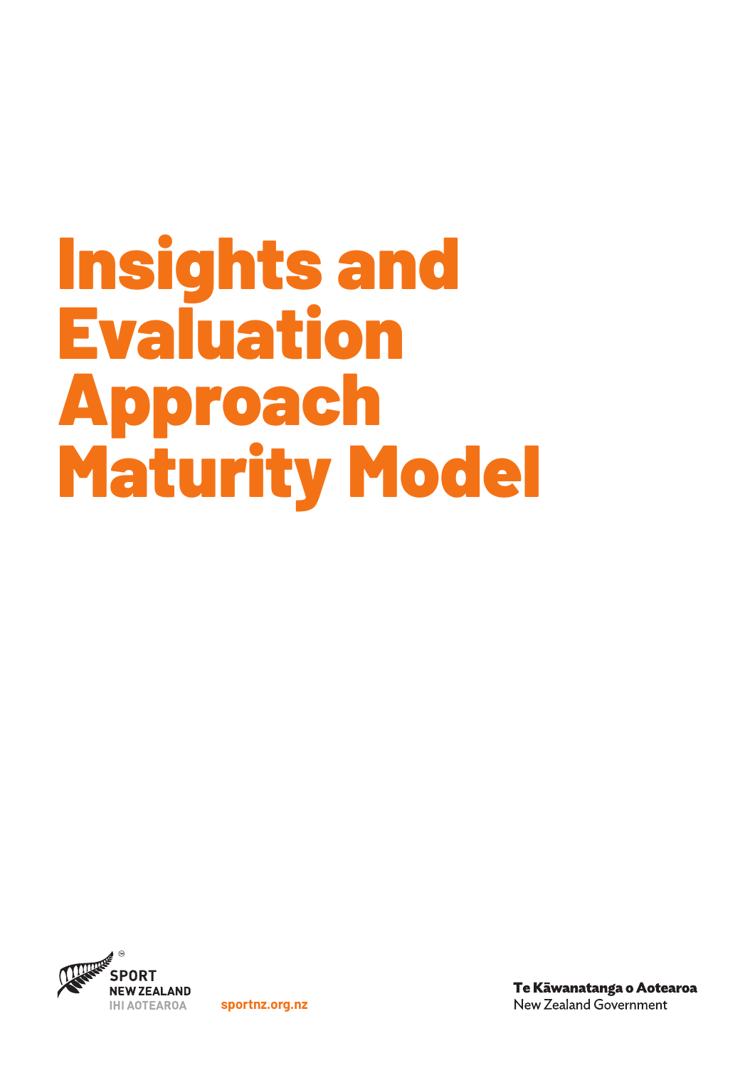# Insights and Evaluation Approach Maturity Model

SPORT NEW ZEALAND
IHI AOTEAROA

sportnz.org.nz

Te Kāwanatanga o Aotearoa
New Zealand Government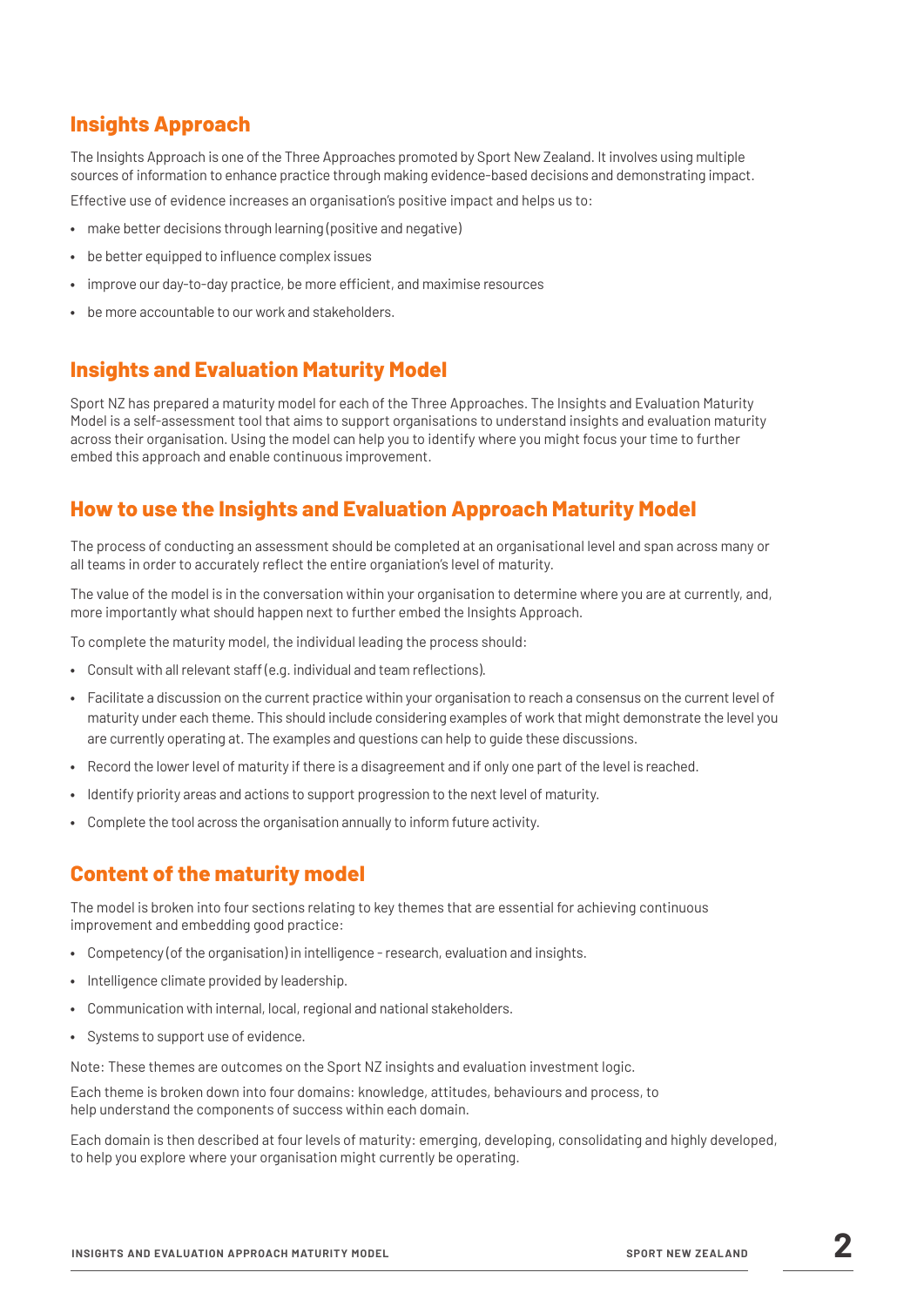## Insights Approach

The Insights Approach is one of the Three Approaches promoted by Sport New Zealand. It involves using multiple sources of information to enhance practice through making evidence-based decisions and demonstrating impact.

Effective use of evidence increases an organisation's positive impact and helps us to:

- make better decisions through learning (positive and negative)
- be better equipped to influence complex issues
- improve our day-to-day practice, be more efficient, and maximise resources
- be more accountable to our work and stakeholders.

## Insights and Evaluation Maturity Model

Sport NZ has prepared a maturity model for each of the Three Approaches. The Insights and Evaluation Maturity Model is a self-assessment tool that aims to support organisations to understand insights and evaluation maturity across their organisation. Using the model can help you to identify where you might focus your time to further embed this approach and enable continuous improvement.

## How to use the Insights and Evaluation Approach Maturity Model

The process of conducting an assessment should be completed at an organisational level and span across many or all teams in order to accurately reflect the entire organiation's level of maturity.

The value of the model is in the conversation within your organisation to determine where you are at currently, and, more importantly what should happen next to further embed the Insights Approach.

To complete the maturity model, the individual leading the process should:

- Consult with all relevant staff (e.g. individual and team reflections).
- Facilitate a discussion on the current practice within your organisation to reach a consensus on the current level of maturity under each theme. This should include considering examples of work that might demonstrate the level you are currently operating at. The examples and questions can help to guide these discussions.
- Record the lower level of maturity if there is a disagreement and if only one part of the level is reached.
- Identify priority areas and actions to support progression to the next level of maturity.
- Complete the tool across the organisation annually to inform future activity.

## Content of the maturity model

The model is broken into four sections relating to key themes that are essential for achieving continuous improvement and embedding good practice:

- Competency (of the organisation) in intelligence - research, evaluation and insights.
- Intelligence climate provided by leadership.
- Communication with internal, local, regional and national stakeholders.
- Systems to support use of evidence.

Note: These themes are outcomes on the Sport NZ insights and evaluation investment logic.

Each theme is broken down into four domains: knowledge, attitudes, behaviours and process, to help understand the components of success within each domain.

Each domain is then described at four levels of maturity: emerging, developing, consolidating and highly developed, to help you explore where your organisation might currently be operating.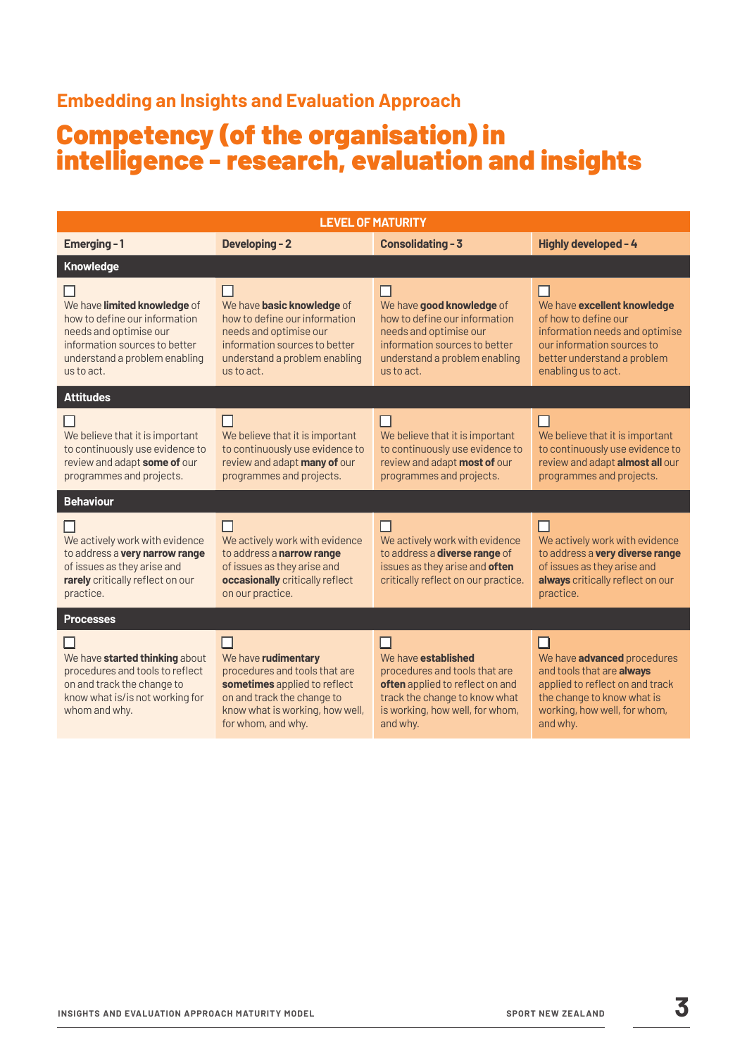## Embedding an Insights and Evaluation Approach

# Competency (of the organisation) in intelligence - research, evaluation and insights

| LEVEL OF MATURITY | | | |
|---|---|---|---|
| **Emerging - 1** | **Developing - 2** | **Consolidating - 3** | **Highly developed - 4** |
| **Knowledge** | | | |
| ☐ We have **limited knowledge** of how to define our information needs and optimise our information sources to better understand a problem enabling us to act. | ☐ We have **basic knowledge** of how to define our information needs and optimise our information sources to better understand a problem enabling us to act. | ☐ We have **good knowledge** of how to define our information needs and optimise our information sources to better understand a problem enabling us to act. | ☐ We have **excellent knowledge** of how to define our information needs and optimise our information sources to better understand a problem enabling us to act. |
| **Attitudes** | | | |
| ☐ We believe that it is important to continuously use evidence to review and adapt **some of** our programmes and projects. | ☐ We believe that it is important to continuously use evidence to review and adapt **many of** our programmes and projects. | ☐ We believe that it is important to continuously use evidence to review and adapt **most of** our programmes and projects. | ☐ We believe that it is important to continuously use evidence to review and adapt **almost all** our programmes and projects. |
| **Behaviour** | | | |
| ☐ We actively work with evidence to address a **very narrow range** of issues as they arise and **rarely** critically reflect on our practice. | ☐ We actively work with evidence to address a **narrow range** of issues as they arise and **occasionally** critically reflect on our practice. | ☐ We actively work with evidence to address a **diverse range** of issues as they arise and **often** critically reflect on our practice. | ☐ We actively work with evidence to address a **very diverse range** of issues as they arise and **always** critically reflect on our practice. |
| **Processes** | | | |
| ☐ We have **started thinking** about procedures and tools to reflect on and track the change to know what is/is not working for whom and why. | ☐ We have **rudimentary** procedures and tools that are **sometimes** applied to reflect on and track the change to know what is working, how well, for whom, and why. | ☐ We have **established** procedures and tools that are **often** applied to reflect on and track the change to know what is working, how well, for whom, and why. | ☐ We have **advanced** procedures and tools that are **always** applied to reflect on and track the change to know what is working, how well, for whom, and why. |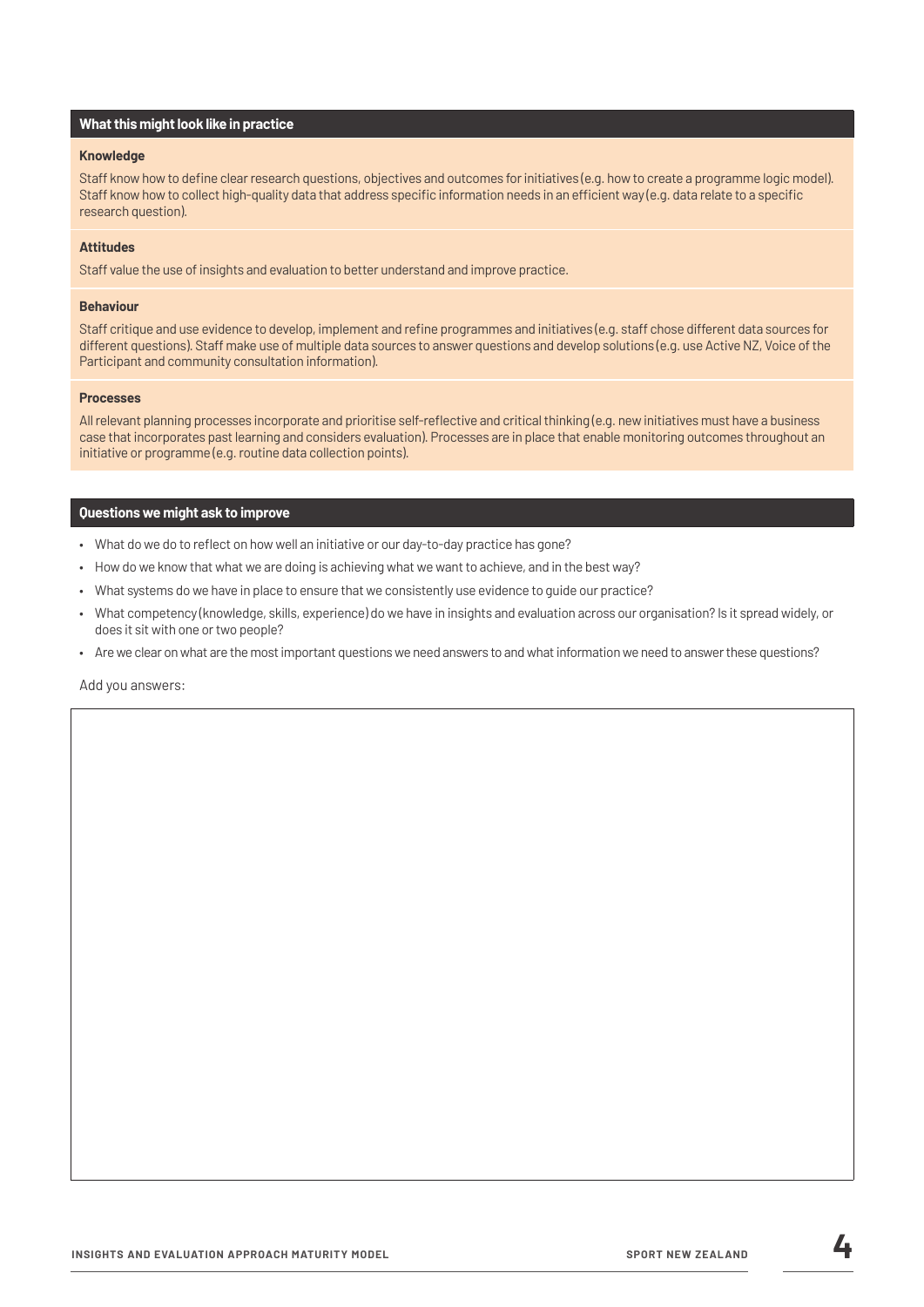### What this might look like in practice

**Knowledge**

Staff know how to define clear research questions, objectives and outcomes for initiatives (e.g. how to create a programme logic model). Staff know how to collect high-quality data that address specific information needs in an efficient way (e.g. data relate to a specific research question).

**Attitudes**

Staff value the use of insights and evaluation to better understand and improve practice.

**Behaviour**

Staff critique and use evidence to develop, implement and refine programmes and initiatives (e.g. staff chose different data sources for different questions). Staff make use of multiple data sources to answer questions and develop solutions (e.g. use Active NZ, Voice of the Participant and community consultation information).

**Processes**

All relevant planning processes incorporate and prioritise self-reflective and critical thinking (e.g. new initiatives must have a business case that incorporates past learning and considers evaluation). Processes are in place that enable monitoring outcomes throughout an initiative or programme (e.g. routine data collection points).

### Questions we might ask to improve

- What do we do to reflect on how well an initiative or our day-to-day practice has gone?
- How do we know that what we are doing is achieving what we want to achieve, and in the best way?
- What systems do we have in place to ensure that we consistently use evidence to guide our practice?
- What competency (knowledge, skills, experience) do we have in insights and evaluation across our organisation? Is it spread widely, or does it sit with one or two people?
- Are we clear on what are the most important questions we need answers to and what information we need to answer these questions?

Add you answers: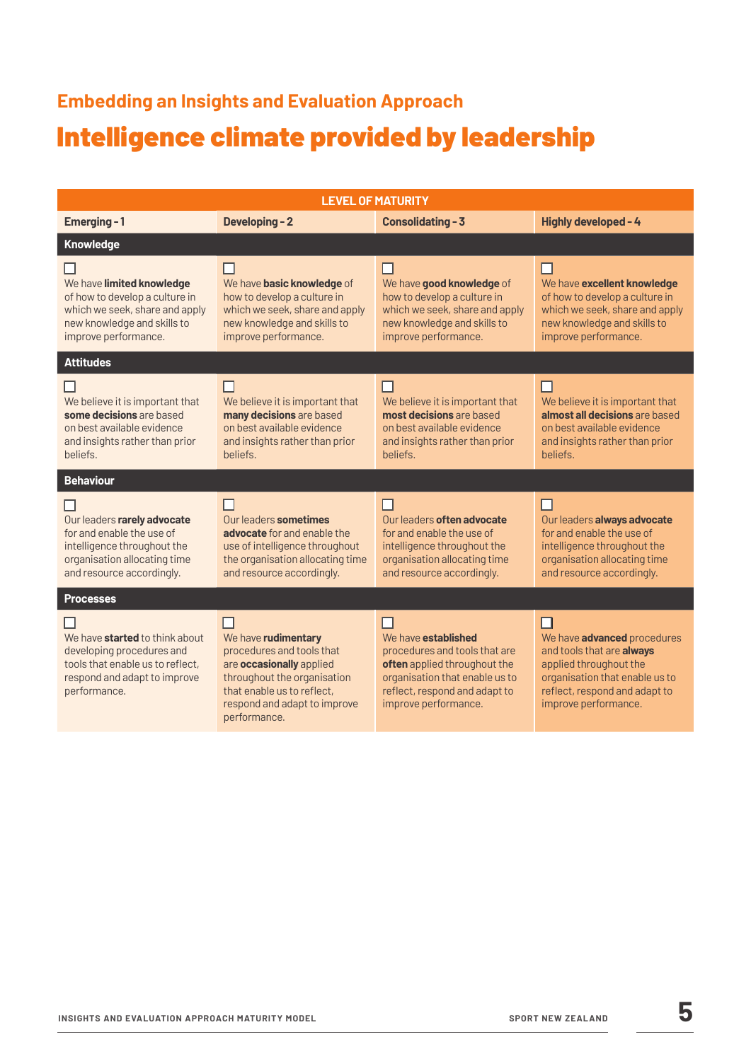## Embedding an Insights and Evaluation Approach

# Intelligence climate provided by leadership

| LEVEL OF MATURITY | | | |
|---|---|---|---|
| **Emerging - 1** | **Developing - 2** | **Consolidating - 3** | **Highly developed - 4** |
| **Knowledge** | | | |
| ☐ We have **limited knowledge** of how to develop a culture in which we seek, share and apply new knowledge and skills to improve performance. | ☐ We have **basic knowledge** of how to develop a culture in which we seek, share and apply new knowledge and skills to improve performance. | ☐ We have **good knowledge** of how to develop a culture in which we seek, share and apply new knowledge and skills to improve performance. | ☐ We have **excellent knowledge** of how to develop a culture in which we seek, share and apply new knowledge and skills to improve performance. |
| **Attitudes** | | | |
| ☐ We believe it is important that **some decisions** are based on best available evidence and insights rather than prior beliefs. | ☐ We believe it is important that **many decisions** are based on best available evidence and insights rather than prior beliefs. | ☐ We believe it is important that **most decisions** are based on best available evidence and insights rather than prior beliefs. | ☐ We believe it is important that **almost all decisions** are based on best available evidence and insights rather than prior beliefs. |
| **Behaviour** | | | |
| ☐ Our leaders **rarely advocate** for and enable the use of intelligence throughout the organisation allocating time and resource accordingly. | ☐ Our leaders **sometimes advocate** for and enable the use of intelligence throughout the organisation allocating time and resource accordingly. | ☐ Our leaders **often advocate** for and enable the use of intelligence throughout the organisation allocating time and resource accordingly. | ☐ Our leaders **always advocate** for and enable the use of intelligence throughout the organisation allocating time and resource accordingly. |
| **Processes** | | | |
| ☐ We have **started** to think about developing procedures and tools that enable us to reflect, respond and adapt to improve performance. | ☐ We have **rudimentary** procedures and tools that are **occasionally** applied throughout the organisation that enable us to reflect, respond and adapt to improve performance. | ☐ We have **established** procedures and tools that are **often** applied throughout the organisation that enable us to reflect, respond and adapt to improve performance. | ☐ We have **advanced** procedures and tools that are **always** applied throughout the organisation that enable us to reflect, respond and adapt to improve performance. |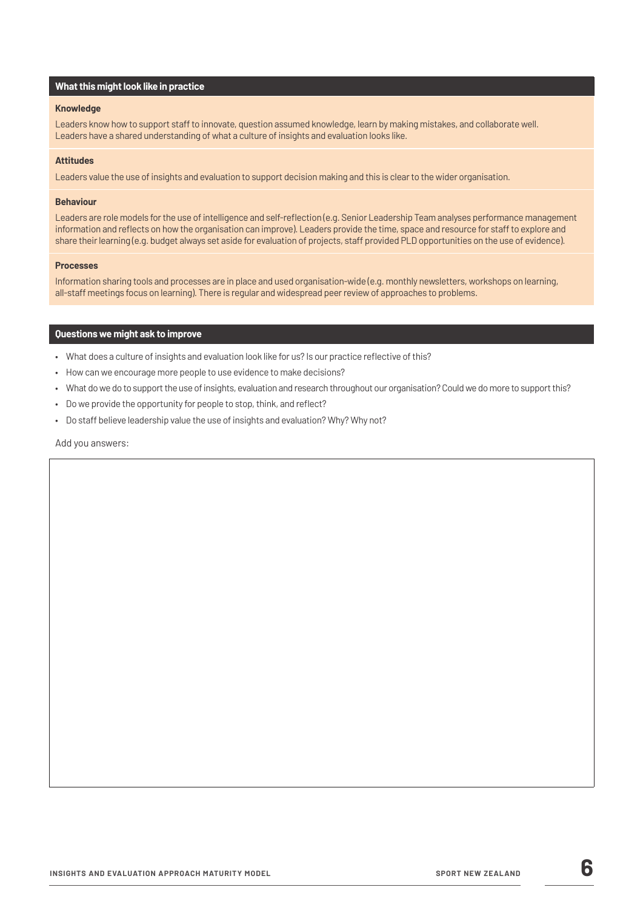## What this might look like in practice

### Knowledge

Leaders know how to support staff to innovate, question assumed knowledge, learn by making mistakes, and collaborate well. Leaders have a shared understanding of what a culture of insights and evaluation looks like.

### Attitudes

Leaders value the use of insights and evaluation to support decision making and this is clear to the wider organisation.

### Behaviour

Leaders are role models for the use of intelligence and self-reflection (e.g. Senior Leadership Team analyses performance management information and reflects on how the organisation can improve). Leaders provide the time, space and resource for staff to explore and share their learning (e.g. budget always set aside for evaluation of projects, staff provided PLD opportunities on the use of evidence).

### Processes

Information sharing tools and processes are in place and used organisation-wide (e.g. monthly newsletters, workshops on learning, all-staff meetings focus on learning). There is regular and widespread peer review of approaches to problems.

## Questions we might ask to improve

- What does a culture of insights and evaluation look like for us? Is our practice reflective of this?
- How can we encourage more people to use evidence to make decisions?
- What do we do to support the use of insights, evaluation and research throughout our organisation? Could we do more to support this?
- Do we provide the opportunity for people to stop, think, and reflect?
- Do staff believe leadership value the use of insights and evaluation? Why? Why not?

Add you answers: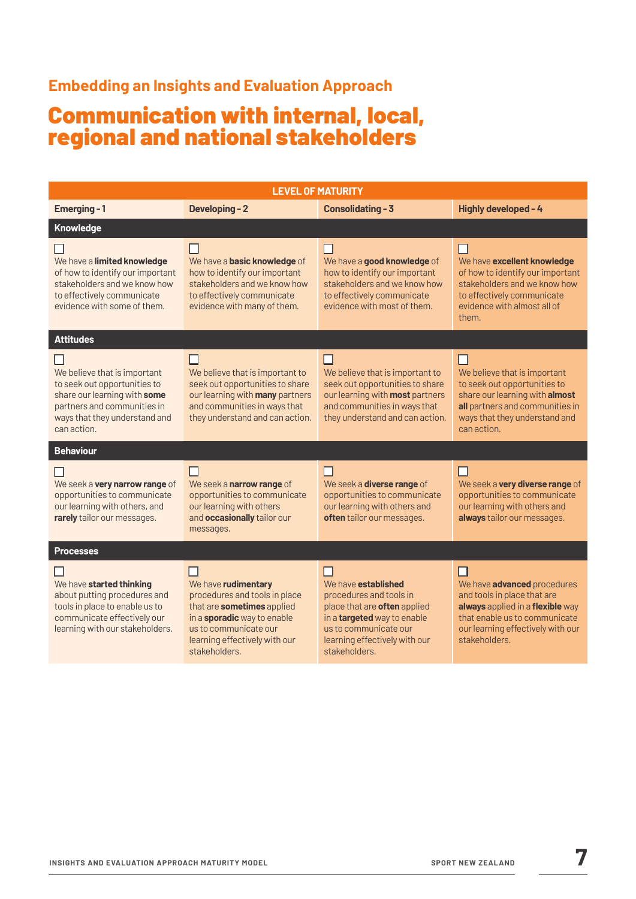### Embedding an Insights and Evaluation Approach

# Communication with internal, local, regional and national stakeholders

| LEVEL OF MATURITY | | | |
|---|---|---|---|
| **Emerging - 1** | **Developing - 2** | **Consolidating - 3** | **Highly developed - 4** |
| **Knowledge** | | | |
| ☐ We have a **limited knowledge** of how to identify our important stakeholders and we know how to effectively communicate evidence with some of them. | ☐ We have a **basic knowledge** of how to identify our important stakeholders and we know how to effectively communicate evidence with many of them. | ☐ We have a **good knowledge** of how to identify our important stakeholders and we know how to effectively communicate evidence with most of them. | ☐ We have **excellent knowledge** of how to identify our important stakeholders and we know how to effectively communicate evidence with almost all of them. |
| **Attitudes** | | | |
| ☐ We believe that is important to seek out opportunities to share our learning with **some** partners and communities in ways that they understand and can action. | ☐ We believe that is important to seek out opportunities to share our learning with **many** partners and communities in ways that they understand and can action. | ☐ We believe that is important to seek out opportunities to share our learning with **most** partners and communities in ways that they understand and can action. | ☐ We believe that is important to seek out opportunities to share our learning with **almost all** partners and communities in ways that they understand and can action. |
| **Behaviour** | | | |
| ☐ We seek a **very narrow range** of opportunities to communicate our learning with others, and **rarely** tailor our messages. | ☐ We seek a **narrow range** of opportunities to communicate our learning with others and **occasionally** tailor our messages. | ☐ We seek a **diverse range** of opportunities to communicate our learning with others and **often** tailor our messages. | ☐ We seek a **very diverse range** of opportunities to communicate our learning with others and **always** tailor our messages. |
| **Processes** | | | |
| ☐ We have **started thinking** about putting procedures and tools in place to enable us to communicate effectively our learning with our stakeholders. | ☐ We have **rudimentary** procedures and tools in place that are **sometimes** applied in a **sporadic** way to enable us to communicate our learning effectively with our stakeholders. | ☐ We have **established** procedures and tools in place that are **often** applied in a **targeted** way to enable us to communicate our learning effectively with our stakeholders. | ☐ We have **advanced** procedures and tools in place that are **always** applied in a **flexible** way that enable us to communicate our learning effectively with our stakeholders. |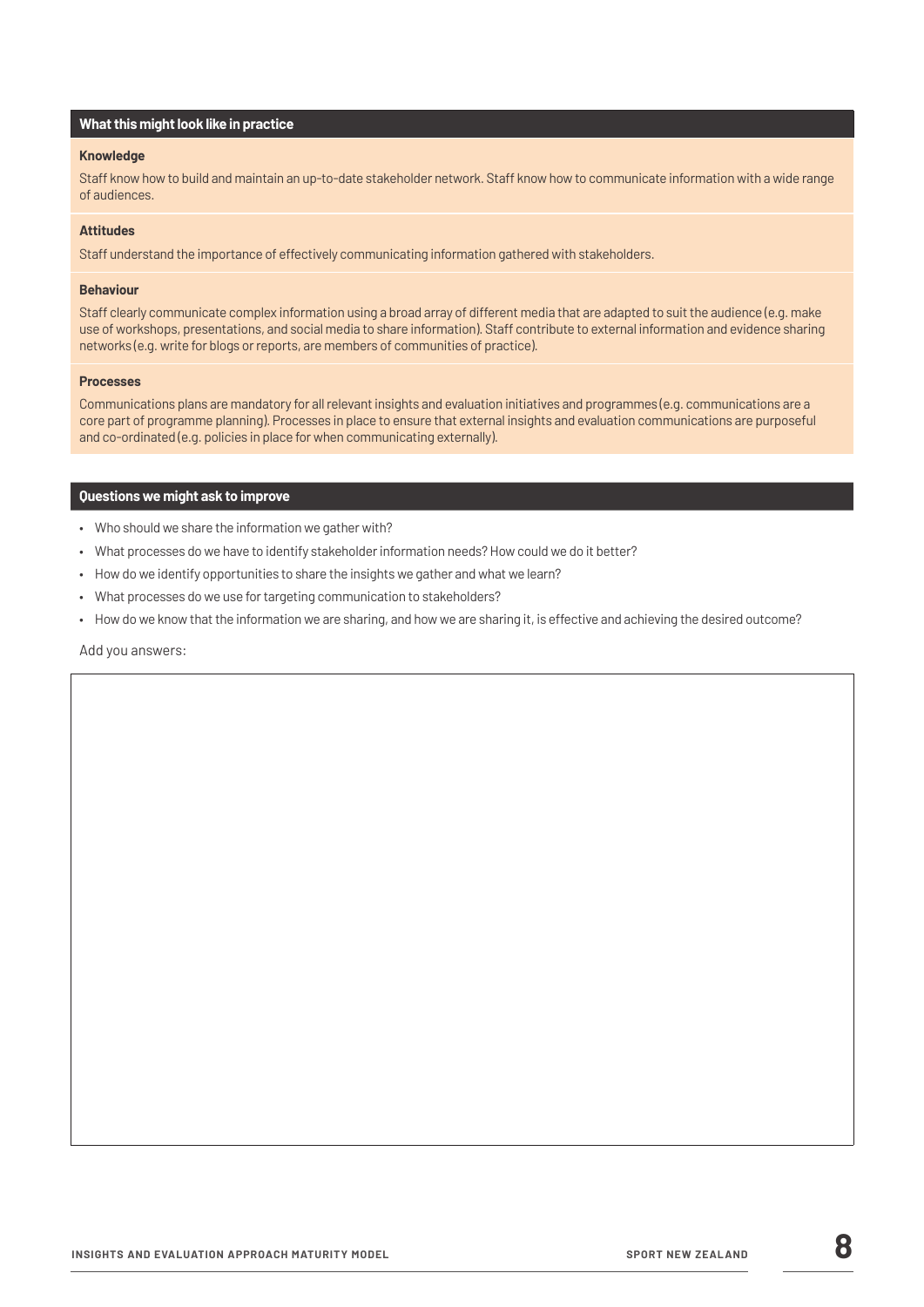## What this might look like in practice

### Knowledge

Staff know how to build and maintain an up-to-date stakeholder network. Staff know how to communicate information with a wide range of audiences.

### Attitudes

Staff understand the importance of effectively communicating information gathered with stakeholders.

### Behaviour

Staff clearly communicate complex information using a broad array of different media that are adapted to suit the audience (e.g. make use of workshops, presentations, and social media to share information). Staff contribute to external information and evidence sharing networks (e.g. write for blogs or reports, are members of communities of practice).

### Processes

Communications plans are mandatory for all relevant insights and evaluation initiatives and programmes (e.g. communications are a core part of programme planning). Processes in place to ensure that external insights and evaluation communications are purposeful and co-ordinated (e.g. policies in place for when communicating externally).

## Questions we might ask to improve

- Who should we share the information we gather with?
- What processes do we have to identify stakeholder information needs? How could we do it better?
- How do we identify opportunities to share the insights we gather and what we learn?
- What processes do we use for targeting communication to stakeholders?
- How do we know that the information we are sharing, and how we are sharing it, is effective and achieving the desired outcome?

Add you answers: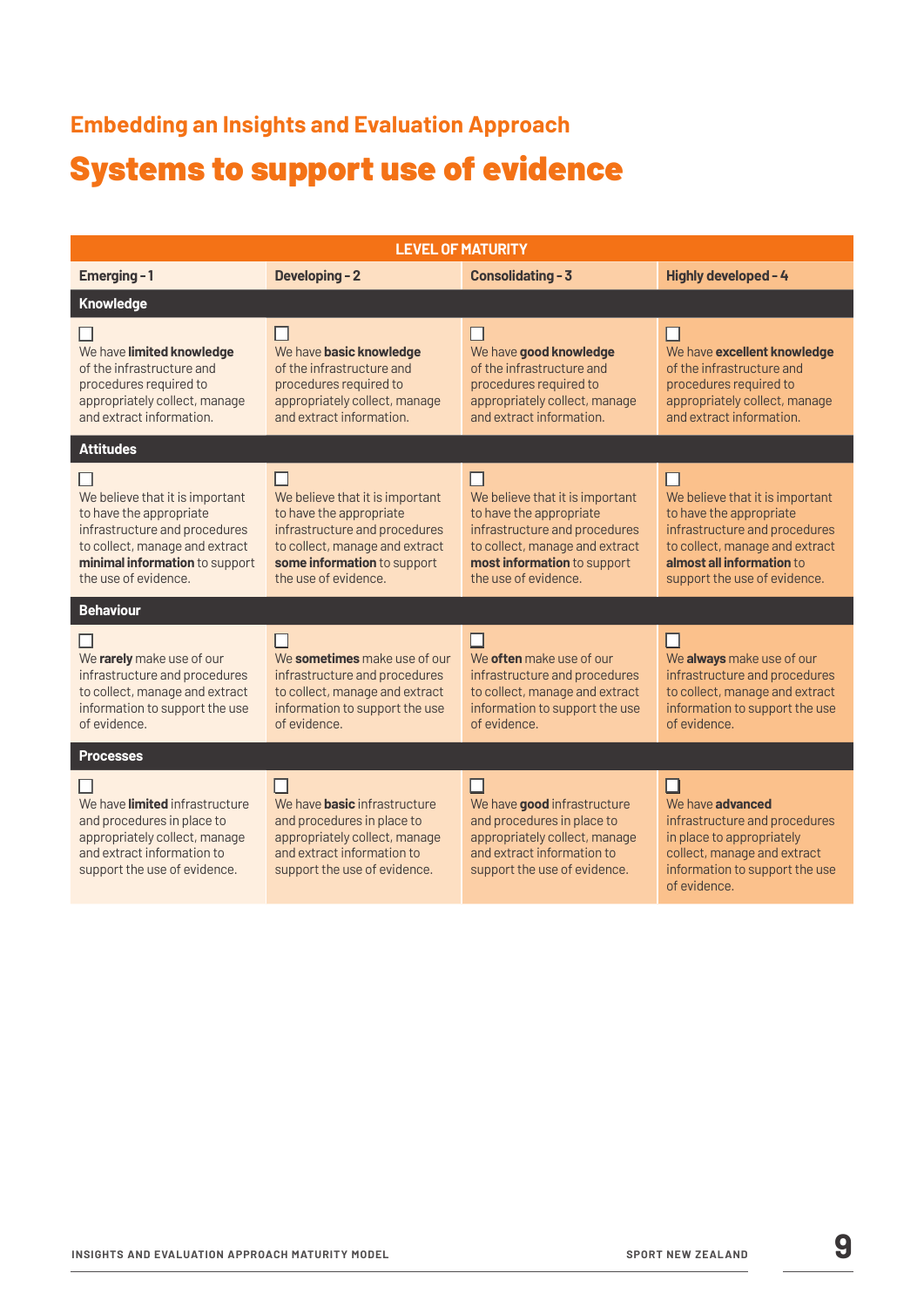## Embedding an Insights and Evaluation Approach

# Systems to support use of evidence

| LEVEL OF MATURITY | | | |
|---|---|---|---|
| **Emerging - 1** | **Developing - 2** | **Consolidating - 3** | **Highly developed - 4** |
| **Knowledge** | | | |
| ☐ We have **limited knowledge** of the infrastructure and procedures required to appropriately collect, manage and extract information. | ☐ We have **basic knowledge** of the infrastructure and procedures required to appropriately collect, manage and extract information. | ☐ We have **good knowledge** of the infrastructure and procedures required to appropriately collect, manage and extract information. | ☐ We have **excellent knowledge** of the infrastructure and procedures required to appropriately collect, manage and extract information. |
| **Attitudes** | | | |
| ☐ We believe that it is important to have the appropriate infrastructure and procedures to collect, manage and extract **minimal information** to support the use of evidence. | ☐ We believe that it is important to have the appropriate infrastructure and procedures to collect, manage and extract **some information** to support the use of evidence. | ☐ We believe that it is important to have the appropriate infrastructure and procedures to collect, manage and extract **most information** to support the use of evidence. | ☐ We believe that it is important to have the appropriate infrastructure and procedures to collect, manage and extract **almost all information** to support the use of evidence. |
| **Behaviour** | | | |
| ☐ We **rarely** make use of our infrastructure and procedures to collect, manage and extract information to support the use of evidence. | ☐ We **sometimes** make use of our infrastructure and procedures to collect, manage and extract information to support the use of evidence. | ☐ We **often** make use of our infrastructure and procedures to collect, manage and extract information to support the use of evidence. | ☐ We **always** make use of our infrastructure and procedures to collect, manage and extract information to support the use of evidence. |
| **Processes** | | | |
| ☐ We have **limited** infrastructure and procedures in place to appropriately collect, manage and extract information to support the use of evidence. | ☐ We have **basic** infrastructure and procedures in place to appropriately collect, manage and extract information to support the use of evidence. | ☐ We have **good** infrastructure and procedures in place to appropriately collect, manage and extract information to support the use of evidence. | ☐ We have **advanced** infrastructure and procedures in place to appropriately collect, manage and extract information to support the use of evidence. |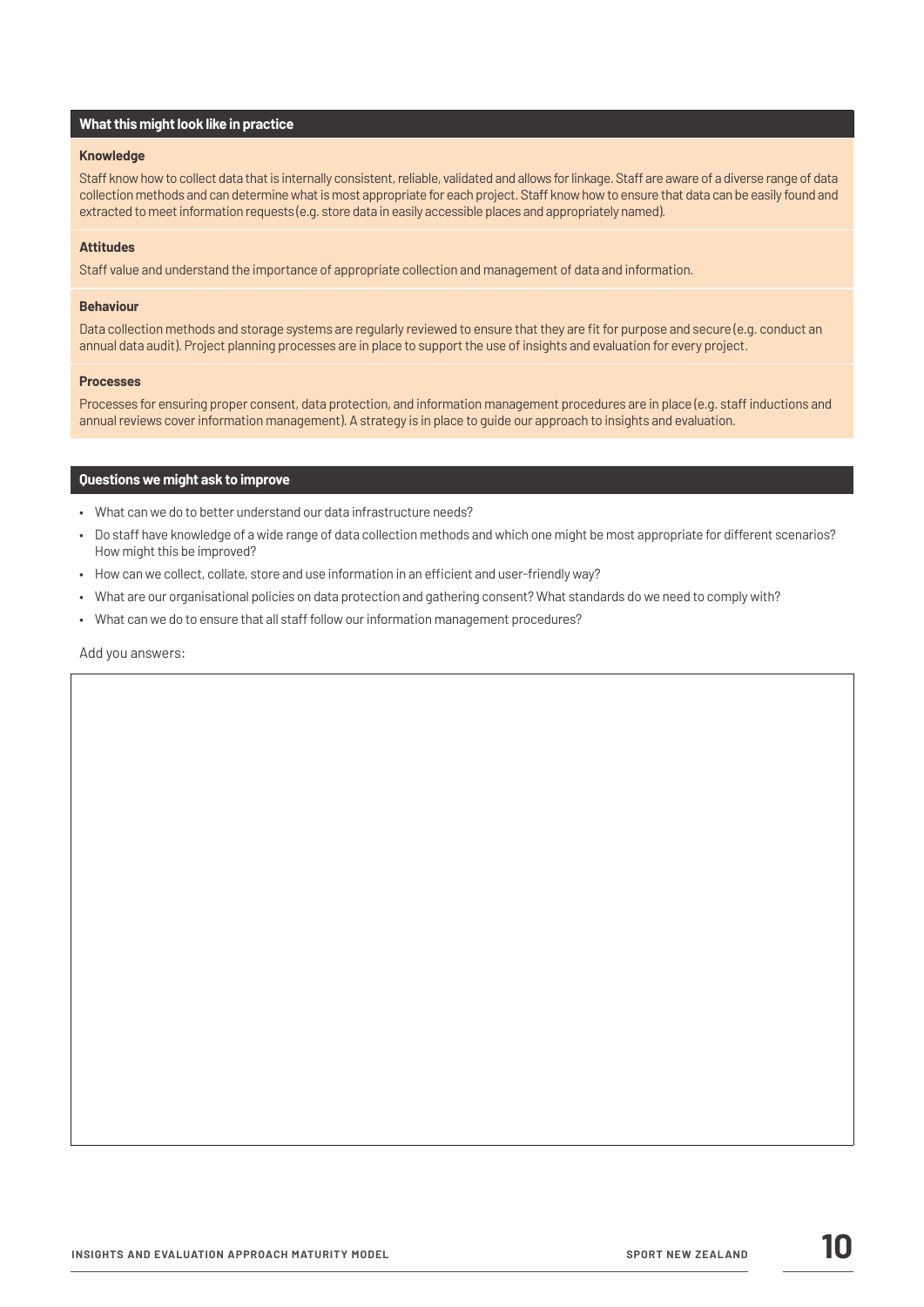## What this might look like in practice

### Knowledge

Staff know how to collect data that is internally consistent, reliable, validated and allows for linkage. Staff are aware of a diverse range of data collection methods and can determine what is most appropriate for each project. Staff know how to ensure that data can be easily found and extracted to meet information requests (e.g. store data in easily accessible places and appropriately named).

### Attitudes

Staff value and understand the importance of appropriate collection and management of data and information.

### Behaviour

Data collection methods and storage systems are regularly reviewed to ensure that they are fit for purpose and secure (e.g. conduct an annual data audit). Project planning processes are in place to support the use of insights and evaluation for every project.

### Processes

Processes for ensuring proper consent, data protection, and information management procedures are in place (e.g. staff inductions and annual reviews cover information management). A strategy is in place to guide our approach to insights and evaluation.

## Questions we might ask to improve

- What can we do to better understand our data infrastructure needs?
- Do staff have knowledge of a wide range of data collection methods and which one might be most appropriate for different scenarios? How might this be improved?
- How can we collect, collate, store and use information in an efficient and user-friendly way?
- What are our organisational policies on data protection and gathering consent? What standards do we need to comply with?
- What can we do to ensure that all staff follow our information management procedures?

Add you answers: